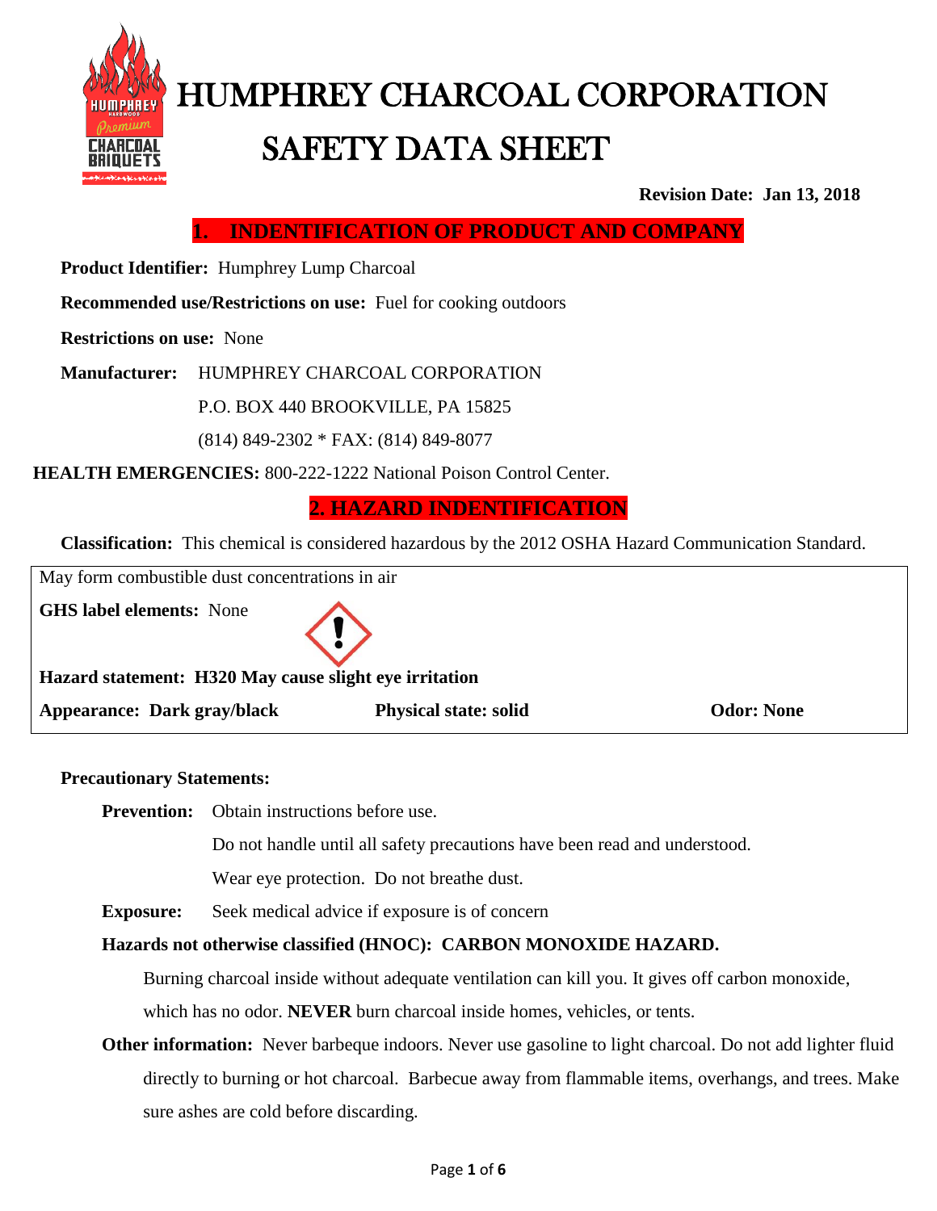# HUMPHREY CHARCOAL CORPORATION

# SAFETY DATA SHEET

**Revision Date: Jan 13, 2018**

## 1. INDENTIFICATION OF PRODUCT AND COMPANY

**Product Identifier:** Humphrey Lump Charcoal

**Recommended use/Restrictions on use:** Fuel for cooking outdoors

**Restrictions on use:** None

**Manufacturer:** HUMPHREY CHARCOAL CORPORATION
P.O. BOX 440 BROOKVILLE, PA 15825
(814) 849-2302 * FAX: (814) 849-8077

**HEALTH EMERGENCIES:** 800-222-1222 National Poison Control Center.

## 2. HAZARD INDENTIFICATION

**Classification:** This chemical is considered hazardous by the 2012 OSHA Hazard Communication Standard.

May form combustible dust concentrations in air

**GHS label elements:** None

**Hazard statement: H320 May cause slight eye irritation**

**Appearance: Dark gray/black** **Physical state: solid** **Odor: None**

**Precautionary Statements:**

**Prevention:** Obtain instructions before use.
Do not handle until all safety precautions have been read and understood.
Wear eye protection. Do not breathe dust.

**Exposure:** Seek medical advice if exposure is of concern

**Hazards not otherwise classified (HNOC): CARBON MONOXIDE HAZARD.**

Burning charcoal inside without adequate ventilation can kill you. It gives off carbon monoxide, which has no odor. **NEVER** burn charcoal inside homes, vehicles, or tents.

**Other information:** Never barbeque indoors. Never use gasoline to light charcoal. Do not add lighter fluid directly to burning or hot charcoal. Barbecue away from flammable items, overhangs, and trees. Make sure ashes are cold before discarding.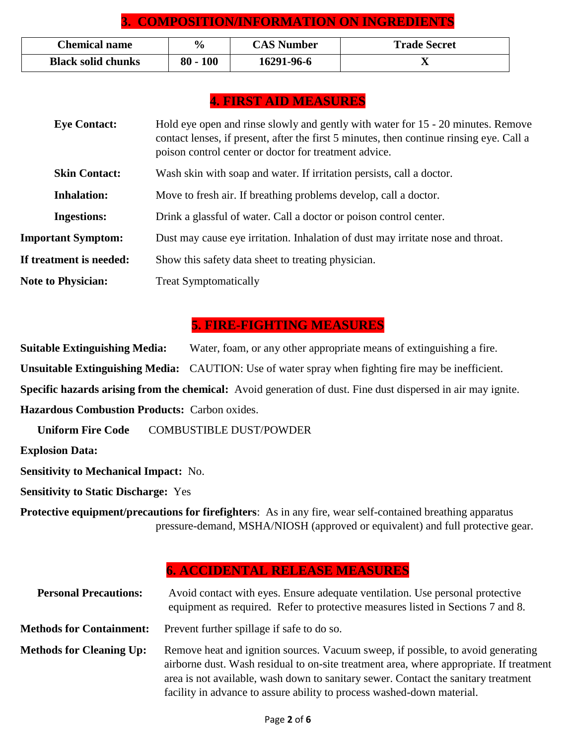## 3. COMPOSITION/INFORMATION ON INGREDIENTS

| Chemical name | % | CAS Number | Trade Secret |
|---|---|---|---|
| Black solid chunks | 80 - 100 | 16291-96-6 | X |

## 4. FIRST AID MEASURES

**Eye Contact:** Hold eye open and rinse slowly and gently with water for 15 - 20 minutes. Remove contact lenses, if present, after the first 5 minutes, then continue rinsing eye. Call a poison control center or doctor for treatment advice.

**Skin Contact:** Wash skin with soap and water. If irritation persists, call a doctor.

**Inhalation:** Move to fresh air. If breathing problems develop, call a doctor.

**Ingestions:** Drink a glassful of water. Call a doctor or poison control center.

**Important Symptom:** Dust may cause eye irritation. Inhalation of dust may irritate nose and throat.

**If treatment is needed:** Show this safety data sheet to treating physician.

**Note to Physician:** Treat Symptomatically

## 5. FIRE-FIGHTING MEASURES

**Suitable Extinguishing Media:** Water, foam, or any other appropriate means of extinguishing a fire.

**Unsuitable Extinguishing Media:** CAUTION: Use of water spray when fighting fire may be inefficient.

**Specific hazards arising from the chemical:** Avoid generation of dust. Fine dust dispersed in air may ignite.

**Hazardous Combustion Products:** Carbon oxides.

**Uniform Fire Code** COMBUSTIBLE DUST/POWDER

**Explosion Data:**

**Sensitivity to Mechanical Impact:** No.

**Sensitivity to Static Discharge:** Yes

**Protective equipment/precautions for firefighters**: As in any fire, wear self-contained breathing apparatus pressure-demand, MSHA/NIOSH (approved or equivalent) and full protective gear.

## 6. ACCIDENTAL RELEASE MEASURES

**Personal Precautions:** Avoid contact with eyes. Ensure adequate ventilation. Use personal protective equipment as required. Refer to protective measures listed in Sections 7 and 8.

**Methods for Containment:** Prevent further spillage if safe to do so.

**Methods for Cleaning Up:** Remove heat and ignition sources. Vacuum sweep, if possible, to avoid generating airborne dust. Wash residual to on-site treatment area, where appropriate. If treatment area is not available, wash down to sanitary sewer. Contact the sanitary treatment facility in advance to assure ability to process washed-down material.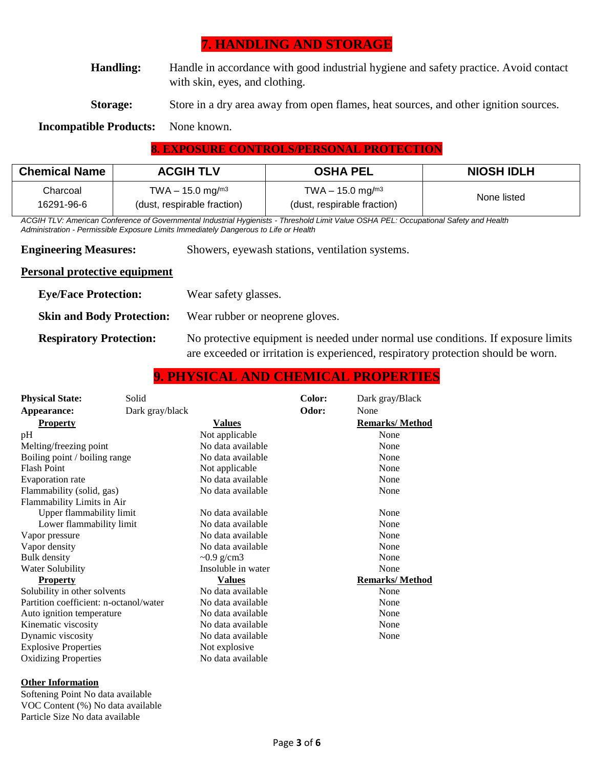## 7. HANDLING AND STORAGE

**Handling:** Handle in accordance with good industrial hygiene and safety practice. Avoid contact with skin, eyes, and clothing.

**Storage:** Store in a dry area away from open flames, heat sources, and other ignition sources.

**Incompatible Products:** None known.

## 8. EXPOSURE CONTROLS/PERSONAL PROTECTION

| Chemical Name | ACGIH TLV | OSHA PEL | NIOSH IDLH |
|---|---|---|---|
| Charcoal 16291-96-6 | TWA – 15.0 mg/m3 (dust, respirable fraction) | TWA – 15.0 mg/m3 (dust, respirable fraction) | None listed |

*ACGIH TLV: American Conference of Governmental Industrial Hygienists - Threshold Limit Value OSHA PEL: Occupational Safety and Health Administration - Permissible Exposure Limits Immediately Dangerous to Life or Health*

**Engineering Measures:** Showers, eyewash stations, ventilation systems.

**Personal protective equipment**

**Eye/Face Protection:** Wear safety glasses.

**Skin and Body Protection:** Wear rubber or neoprene gloves.

**Respiratory Protection:** No protective equipment is needed under normal use conditions. If exposure limits are exceeded or irritation is experienced, respiratory protection should be worn.

## 9. PHYSICAL AND CHEMICAL PROPERTIES

**Physical State:** Solid **Color:** Dark gray/Black

**Appearance:** Dark gray/black **Odor:** None

| Property | Values | Remarks/ Method |
|---|---|---|
| pH | Not applicable | None |
| Melting/freezing point | No data available | None |
| Boiling point / boiling range | No data available | None |
| Flash Point | Not applicable | None |
| Evaporation rate | No data available | None |
| Flammability (solid, gas) | No data available | None |
| Flammability Limits in Air | | |
| Upper flammability limit | No data available | None |
| Lower flammability limit | No data available | None |
| Vapor pressure | No data available | None |
| Vapor density | No data available | None |
| Bulk density | ~0.9 g/cm3 | None |
| Water Solubility | Insoluble in water | None |
| **Property** | **Values** | **Remarks/ Method** |
| Solubility in other solvents | No data available | None |
| Partition coefficient: n-octanol/water | No data available | None |
| Auto ignition temperature | No data available | None |
| Kinematic viscosity | No data available | None |
| Dynamic viscosity | No data available | None |
| Explosive Properties | Not explosive | |
| Oxidizing Properties | No data available | |

**Other Information**

Softening Point No data available
VOC Content (%) No data available
Particle Size No data available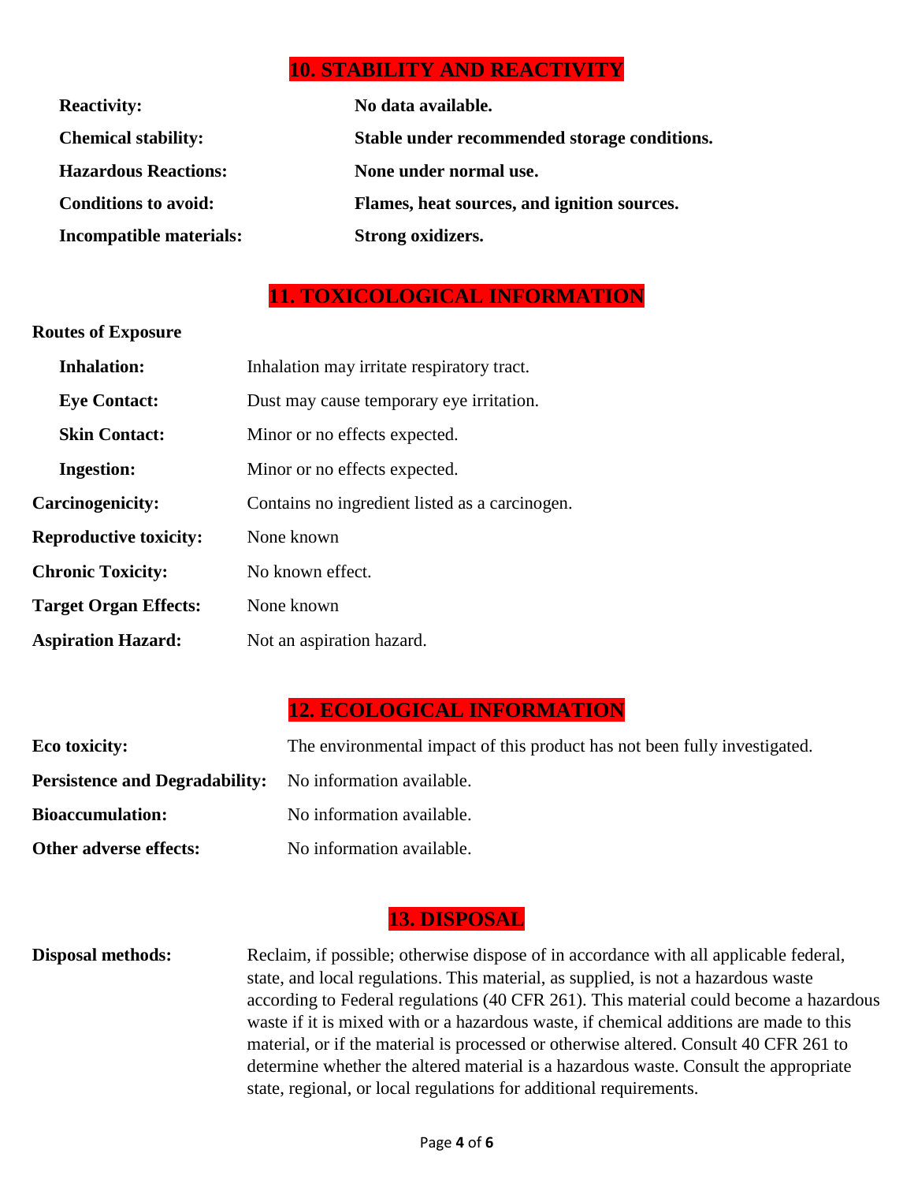## 10. STABILITY AND REACTIVITY

| | |
|---|---|
| **Reactivity:** | **No data available.** |
| **Chemical stability:** | **Stable under recommended storage conditions.** |
| **Hazardous Reactions:** | **None under normal use.** |
| **Conditions to avoid:** | **Flames, heat sources, and ignition sources.** |
| **Incompatible materials:** | **Strong oxidizers.** |

## 11. TOXICOLOGICAL INFORMATION

**Routes of Exposure**

| | |
|---|---|
| **Inhalation:** | Inhalation may irritate respiratory tract. |
| **Eye Contact:** | Dust may cause temporary eye irritation. |
| **Skin Contact:** | Minor or no effects expected. |
| **Ingestion:** | Minor or no effects expected. |
| **Carcinogenicity:** | Contains no ingredient listed as a carcinogen. |
| **Reproductive toxicity:** | None known |
| **Chronic Toxicity:** | No known effect. |
| **Target Organ Effects:** | None known |
| **Aspiration Hazard:** | Not an aspiration hazard. |

## 12. ECOLOGICAL INFORMATION

| | |
|---|---|
| **Eco toxicity:** | The environmental impact of this product has not been fully investigated. |
| **Persistence and Degradability:** | No information available. |
| **Bioaccumulation:** | No information available. |
| **Other adverse effects:** | No information available. |

## 13. DISPOSAL

**Disposal methods:** Reclaim, if possible; otherwise dispose of in accordance with all applicable federal, state, and local regulations. This material, as supplied, is not a hazardous waste according to Federal regulations (40 CFR 261). This material could become a hazardous waste if it is mixed with or a hazardous waste, if chemical additions are made to this material, or if the material is processed or otherwise altered. Consult 40 CFR 261 to determine whether the altered material is a hazardous waste. Consult the appropriate state, regional, or local regulations for additional requirements.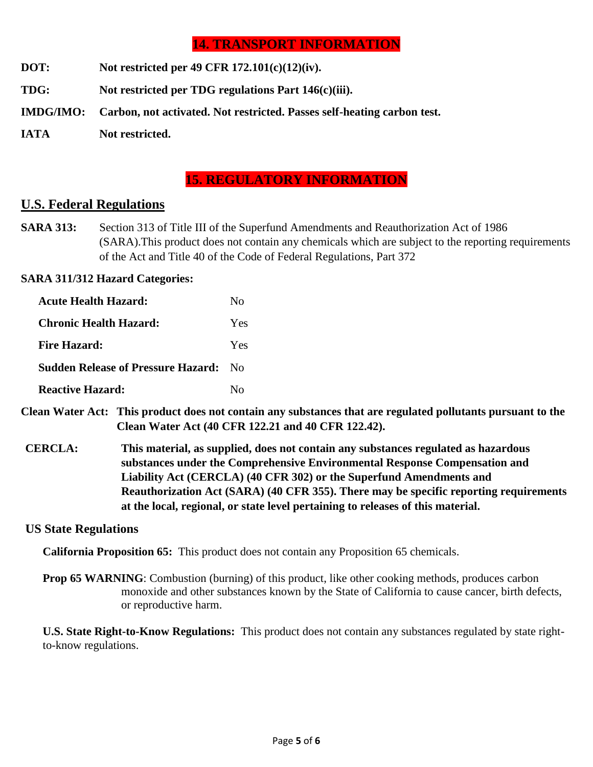# 14. TRANSPORT INFORMATION

**DOT:** **Not restricted per 49 CFR 172.101(c)(12)(iv).**

**TDG:** **Not restricted per TDG regulations Part 146(c)(iii).**

**IMDG/IMO:** **Carbon, not activated. Not restricted. Passes self-heating carbon test.**

**IATA** **Not restricted.**

# 15. REGULATORY INFORMATION

## U.S. Federal Regulations

**SARA 313:** Section 313 of Title III of the Superfund Amendments and Reauthorization Act of 1986 (SARA).This product does not contain any chemicals which are subject to the reporting requirements of the Act and Title 40 of the Code of Federal Regulations, Part 372

**SARA 311/312 Hazard Categories:**

| | |
|---|---|
| **Acute Health Hazard:** | No |
| **Chronic Health Hazard:** | Yes |
| **Fire Hazard:** | Yes |
| **Sudden Release of Pressure Hazard:** | No |
| **Reactive Hazard:** | No |

**Clean Water Act:** **This product does not contain any substances that are regulated pollutants pursuant to the Clean Water Act (40 CFR 122.21 and 40 CFR 122.42).**

**CERCLA:** **This material, as supplied, does not contain any substances regulated as hazardous substances under the Comprehensive Environmental Response Compensation and Liability Act (CERCLA) (40 CFR 302) or the Superfund Amendments and Reauthorization Act (SARA) (40 CFR 355). There may be specific reporting requirements at the local, regional, or state level pertaining to releases of this material.**

### US State Regulations

**California Proposition 65:** This product does not contain any Proposition 65 chemicals.

**Prop 65 WARNING**: Combustion (burning) of this product, like other cooking methods, produces carbon monoxide and other substances known by the State of California to cause cancer, birth defects, or reproductive harm.

**U.S. State Right-to-Know Regulations:** This product does not contain any substances regulated by state right-to-know regulations.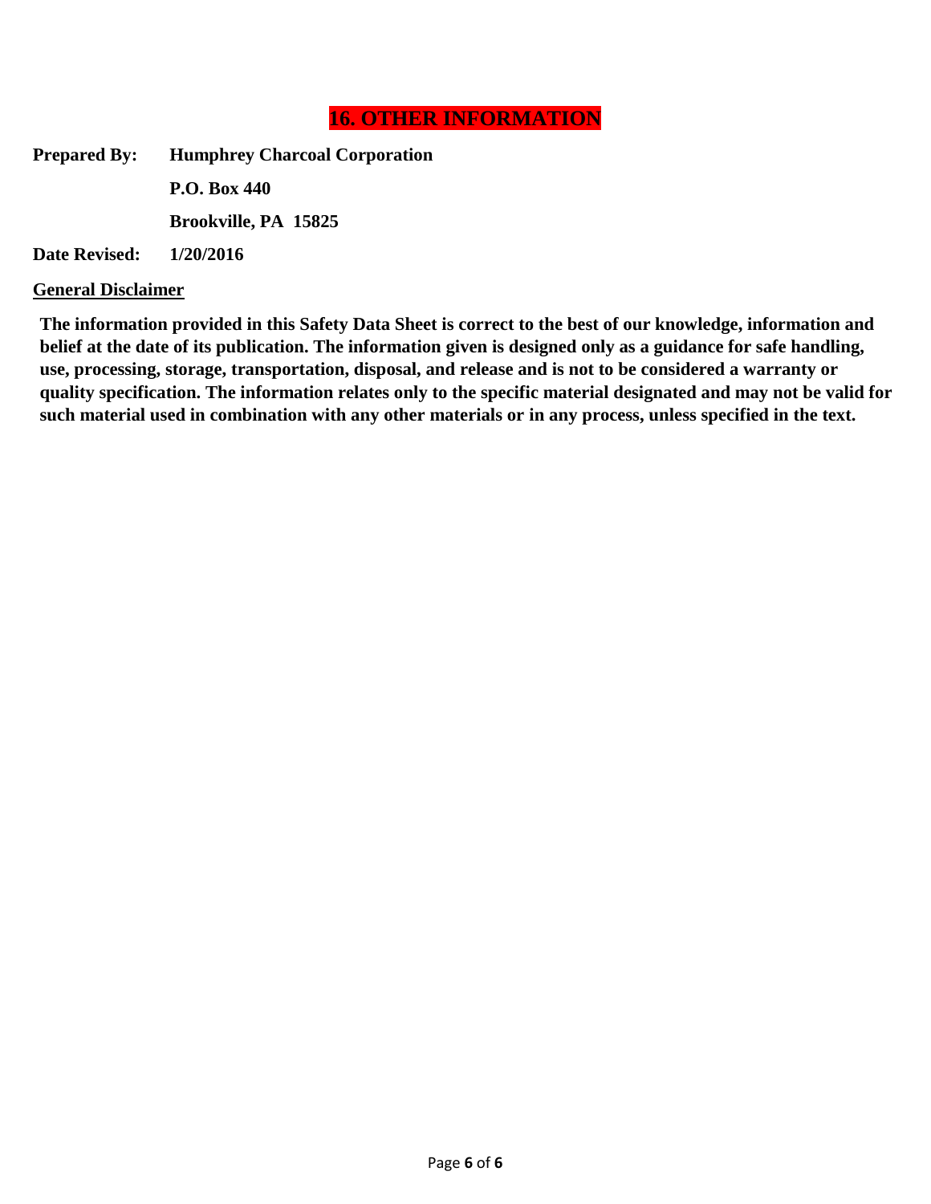## 16. OTHER INFORMATION

**Prepared By:** **Humphrey Charcoal Corporation**

**P.O. Box 440**

**Brookville, PA 15825**

**Date Revised:** **1/20/2016**

**General Disclaimer**

**The information provided in this Safety Data Sheet is correct to the best of our knowledge, information and belief at the date of its publication. The information given is designed only as a guidance for safe handling, use, processing, storage, transportation, disposal, and release and is not to be considered a warranty or quality specification. The information relates only to the specific material designated and may not be valid for such material used in combination with any other materials or in any process, unless specified in the text.**